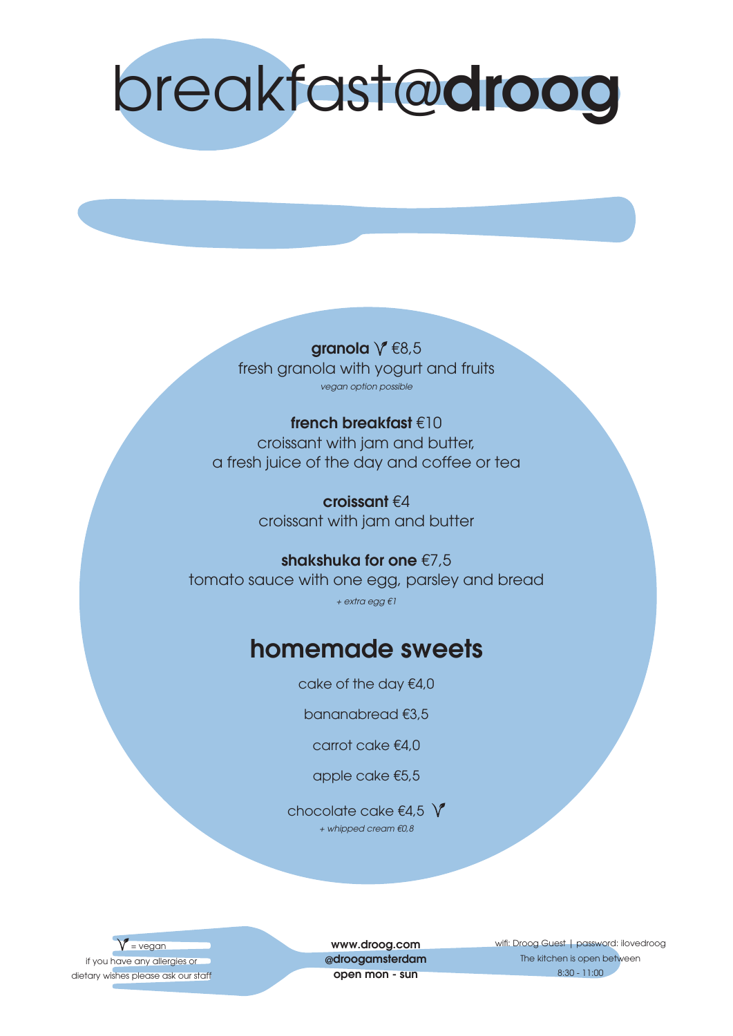# breakfast@**droog**

**granola** ᐯ €8,5
fresh granola with yogurt and fruits
*vegan option possible*

**french breakfast** €10
croissant with jam and butter,
a fresh juice of the day and coffee or tea

**croissant** €4
croissant with jam and butter

**shakshuka for one** €7,5
tomato sauce with one egg, parsley and bread
*+ extra egg €1*

## homemade sweets

cake of the day €4,0

bananabread €3,5

carrot cake €4,0

apple cake €5,5

chocolate cake €4,5 ᐯ
*+ whipped cream €0,8*

ᐯ = vegan
if you have any allergies or dietary wishes please ask our staff

**www.droog.com**
**@droogamsterdam**
**open mon - sun**

wifi: Droog Guest | password: ilovedroog
The kitchen is open between 8:30 - 11:00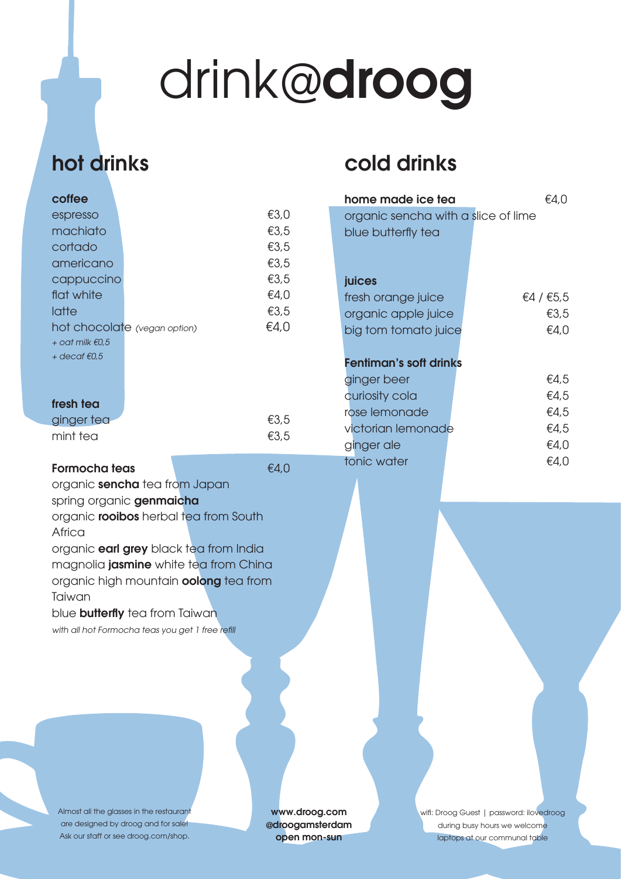# drink@**droog**

## hot drinks

### coffee

| | |
|---|---|
| espresso | €3,0 |
| machiato | €3,5 |
| cortado | €3,5 |
| americano | €3,5 |
| cappuccino | €3,5 |
| flat white | €4,0 |
| latte | €3,5 |
| hot chocolate *(vegan option)* | €4,0 |

*+ oat milk €0,5*
*+ decaf €0,5*

### fresh tea

| | |
|---|---|
| ginger tea | €3,5 |
| mint tea | €3,5 |

### Formocha teas €4,0

organic **sencha** tea from Japan
spring organic **genmaicha**
organic **rooibos** herbal tea from South Africa
organic **earl grey** black tea from India
magnolia **jasmine** white tea from China
organic high mountain **oolong** tea from Taiwan
blue **butterfly** tea from Taiwan

*with all hot Formocha teas you get 1 free refill*

## cold drinks

### home made ice tea €4,0

organic sencha with a slice of lime
blue butterfly tea

### juices

| | |
|---|---|
| fresh orange juice | €4 / €5,5 |
| organic apple juice | €3,5 |
| big tom tomato juice | €4,0 |

### Fentiman's soft drinks

| | |
|---|---|
| ginger beer | €4,5 |
| curiosity cola | €4,5 |
| rose lemonade | €4,5 |
| victorian lemonade | €4,5 |
| ginger ale | €4,0 |
| tonic water | €4,0 |

Almost all the glasses in the restaurant are designed by droog and for sale! Ask our staff or see droog.com/shop.

**www.droog.com**
**@droogamsterdam**
**open mon-sun**

wifi: Droog Guest | password: ilovedroog
during busy hours we welcome laptops at our communal table